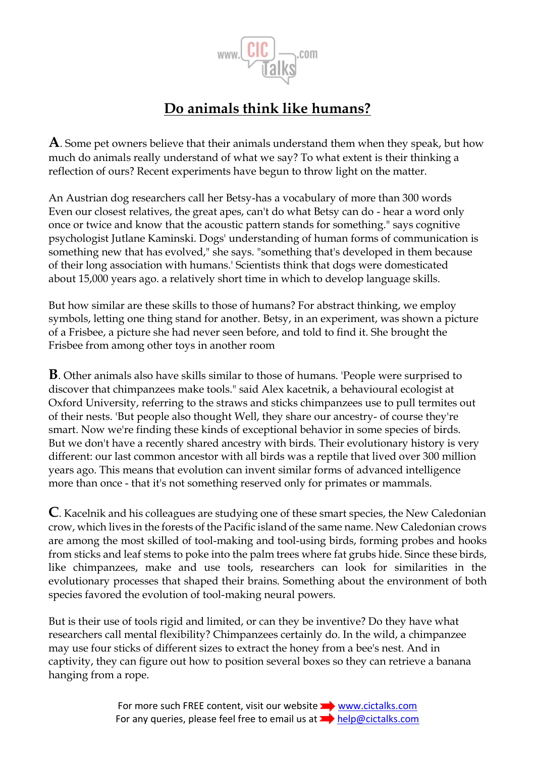# Do animals think like humans?

**A**. Some pet owners believe that their animals understand them when they speak, but how much do animals really understand of what we say? To what extent is their thinking a reflection of ours? Recent experiments have begun to throw light on the matter.

An Austrian dog researchers call her Betsy-has a vocabulary of more than 300 words Even our closest relatives, the great apes, can't do what Betsy can do - hear a word only once or twice and know that the acoustic pattern stands for something." says cognitive psychologist Jutlane Kaminski. Dogs' understanding of human forms of communication is something new that has evolved," she says. "something that's developed in them because of their long association with humans.' Scientists think that dogs were domesticated about 15,000 years ago. a relatively short time in which to develop language skills.

But how similar are these skills to those of humans? For abstract thinking, we employ symbols, letting one thing stand for another. Betsy, in an experiment, was shown a picture of a Frisbee, a picture she had never seen before, and told to find it. She brought the Frisbee from among other toys in another room

**B**. Other animals also have skills similar to those of humans. 'People were surprised to discover that chimpanzees make tools." said Alex kacetnik, a behavioural ecologist at Oxford University, referring to the straws and sticks chimpanzees use to pull termites out of their nests. 'But people also thought Well, they share our ancestry- of course they're smart. Now we're finding these kinds of exceptional behavior in some species of birds. But we don't have a recently shared ancestry with birds. Their evolutionary history is very different: our last common ancestor with all birds was a reptile that lived over 300 million years ago. This means that evolution can invent similar forms of advanced intelligence more than once - that it's not something reserved only for primates or mammals.

**C**. Kacelnik and his colleagues are studying one of these smart species, the New Caledonian crow, which lives in the forests of the Pacific island of the same name. New Caledonian crows are among the most skilled of tool-making and tool-using birds, forming probes and hooks from sticks and leaf stems to poke into the palm trees where fat grubs hide. Since these birds, like chimpanzees, make and use tools, researchers can look for similarities in the evolutionary processes that shaped their brains. Something about the environment of both species favored the evolution of tool-making neural powers.

But is their use of tools rigid and limited, or can they be inventive? Do they have what researchers call mental flexibility? Chimpanzees certainly do. In the wild, a chimpanzee may use four sticks of different sizes to extract the honey from a bee's nest. And in captivity, they can figure out how to position several boxes so they can retrieve a banana hanging from a rope.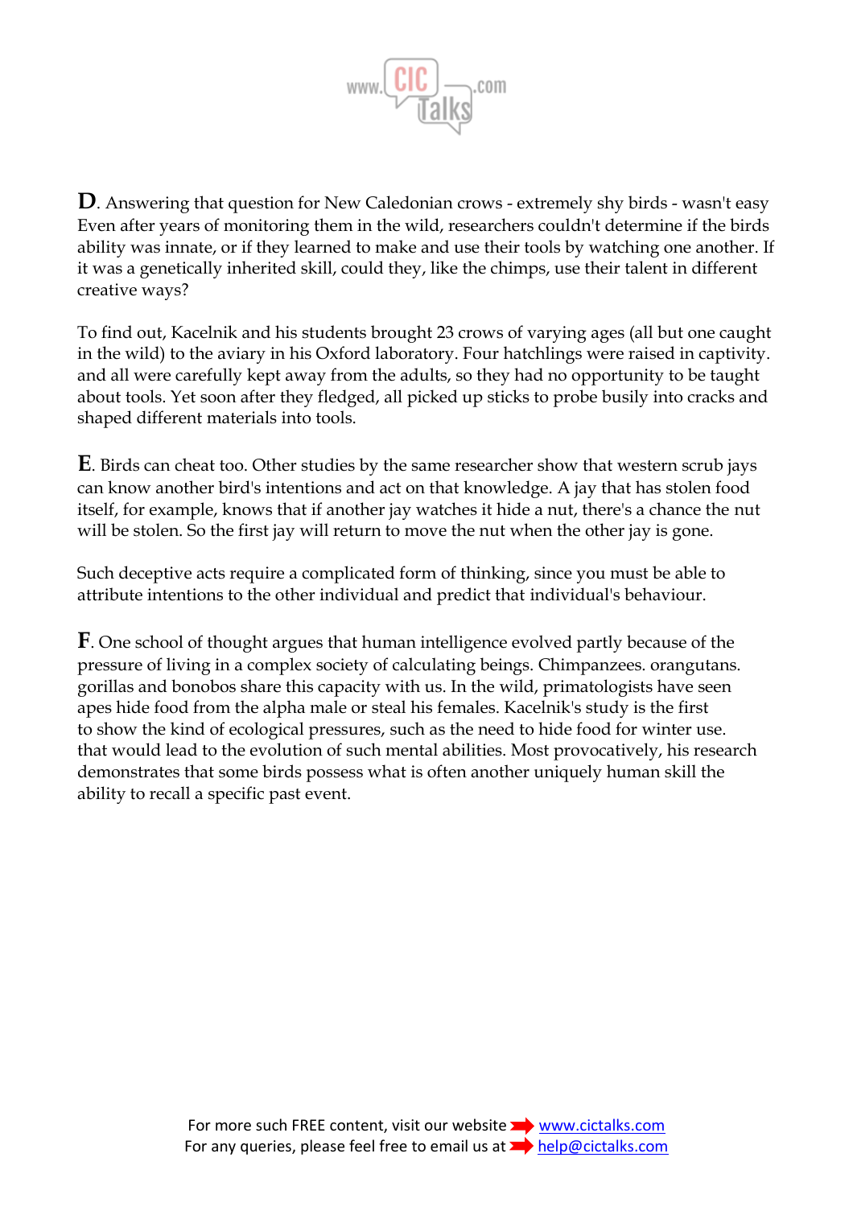**D**. Answering that question for New Caledonian crows - extremely shy birds - wasn't easy Even after years of monitoring them in the wild, researchers couldn't determine if the birds ability was innate, or if they learned to make and use their tools by watching one another. If it was a genetically inherited skill, could they, like the chimps, use their talent in different creative ways?

To find out, Kacelnik and his students brought 23 crows of varying ages (all but one caught in the wild) to the aviary in his Oxford laboratory. Four hatchlings were raised in captivity. and all were carefully kept away from the adults, so they had no opportunity to be taught about tools. Yet soon after they fledged, all picked up sticks to probe busily into cracks and shaped different materials into tools.

**E**. Birds can cheat too. Other studies by the same researcher show that western scrub jays can know another bird's intentions and act on that knowledge. A jay that has stolen food itself, for example, knows that if another jay watches it hide a nut, there's a chance the nut will be stolen. So the first jay will return to move the nut when the other jay is gone.

Such deceptive acts require a complicated form of thinking, since you must be able to attribute intentions to the other individual and predict that individual's behaviour.

**F**. One school of thought argues that human intelligence evolved partly because of the pressure of living in a complex society of calculating beings. Chimpanzees. orangutans. gorillas and bonobos share this capacity with us. In the wild, primatologists have seen apes hide food from the alpha male or steal his females. Kacelnik's study is the first to show the kind of ecological pressures, such as the need to hide food for winter use. that would lead to the evolution of such mental abilities. Most provocatively, his research demonstrates that some birds possess what is often another uniquely human skill the ability to recall a specific past event.